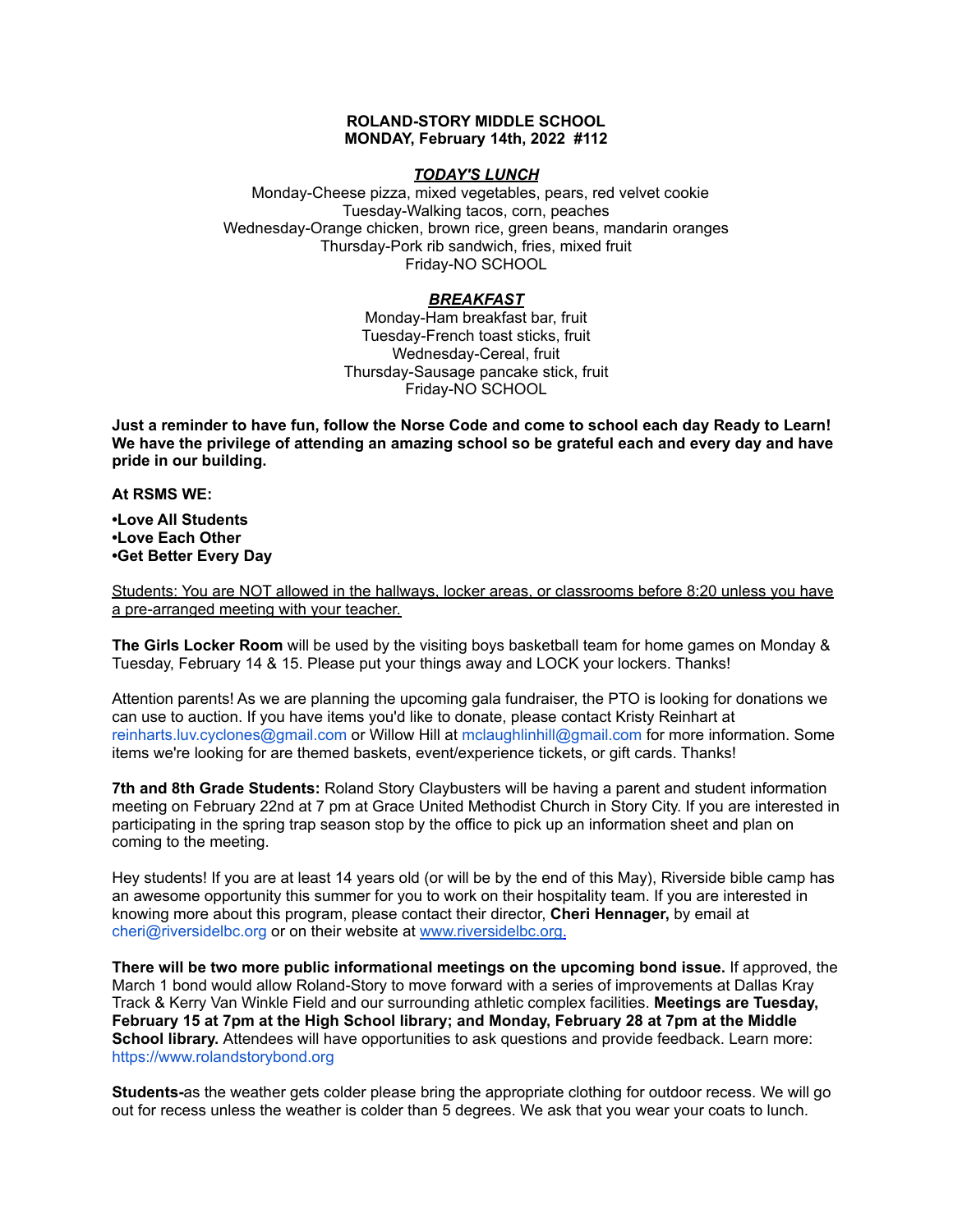**ROLAND-STORY MIDDLE SCHOOL**
**MONDAY, February 14th, 2022 #112**

***TODAY'S LUNCH***

Monday-Cheese pizza, mixed vegetables, pears, red velvet cookie
Tuesday-Walking tacos, corn, peaches
Wednesday-Orange chicken, brown rice, green beans, mandarin oranges
Thursday-Pork rib sandwich, fries, mixed fruit
Friday-NO SCHOOL

***BREAKFAST***

Monday-Ham breakfast bar, fruit
Tuesday-French toast sticks, fruit
Wednesday-Cereal, fruit
Thursday-Sausage pancake stick, fruit
Friday-NO SCHOOL

**Just a reminder to have fun, follow the Norse Code and come to school each day Ready to Learn! We have the privilege of attending an amazing school so be grateful each and every day and have pride in our building.**

**At RSMS WE:**

**•Love All Students**
**•Love Each Other**
**•Get Better Every Day**

<u>Students: You are NOT allowed in the hallways, locker areas, or classrooms before 8:20 unless you have a pre-arranged meeting with your teacher.</u>

**The Girls Locker Room** will be used by the visiting boys basketball team for home games on Monday & Tuesday, February 14 & 15. Please put your things away and LOCK your lockers. Thanks!

Attention parents! As we are planning the upcoming gala fundraiser, the PTO is looking for donations we can use to auction. If you have items you'd like to donate, please contact Kristy Reinhart at reinharts.luv.cyclones@gmail.com or Willow Hill at mclaughlinhill@gmail.com for more information. Some items we're looking for are themed baskets, event/experience tickets, or gift cards. Thanks!

**7th and 8th Grade Students:** Roland Story Claybusters will be having a parent and student information meeting on February 22nd at 7 pm at Grace United Methodist Church in Story City. If you are interested in participating in the spring trap season stop by the office to pick up an information sheet and plan on coming to the meeting.

Hey students! If you are at least 14 years old (or will be by the end of this May), Riverside bible camp has an awesome opportunity this summer for you to work on their hospitality team. If you are interested in knowing more about this program, please contact their director, **Cheri Hennager,** by email at cheri@riversidelbc.org or on their website at www.riversidelbc.org.

**There will be two more public informational meetings on the upcoming bond issue.** If approved, the March 1 bond would allow Roland-Story to move forward with a series of improvements at Dallas Kray Track & Kerry Van Winkle Field and our surrounding athletic complex facilities. **Meetings are Tuesday, February 15 at 7pm at the High School library; and Monday, February 28 at 7pm at the Middle School library.** Attendees will have opportunities to ask questions and provide feedback. Learn more: https://www.rolandstorybond.org

**Students-**as the weather gets colder please bring the appropriate clothing for outdoor recess. We will go out for recess unless the weather is colder than 5 degrees. We ask that you wear your coats to lunch.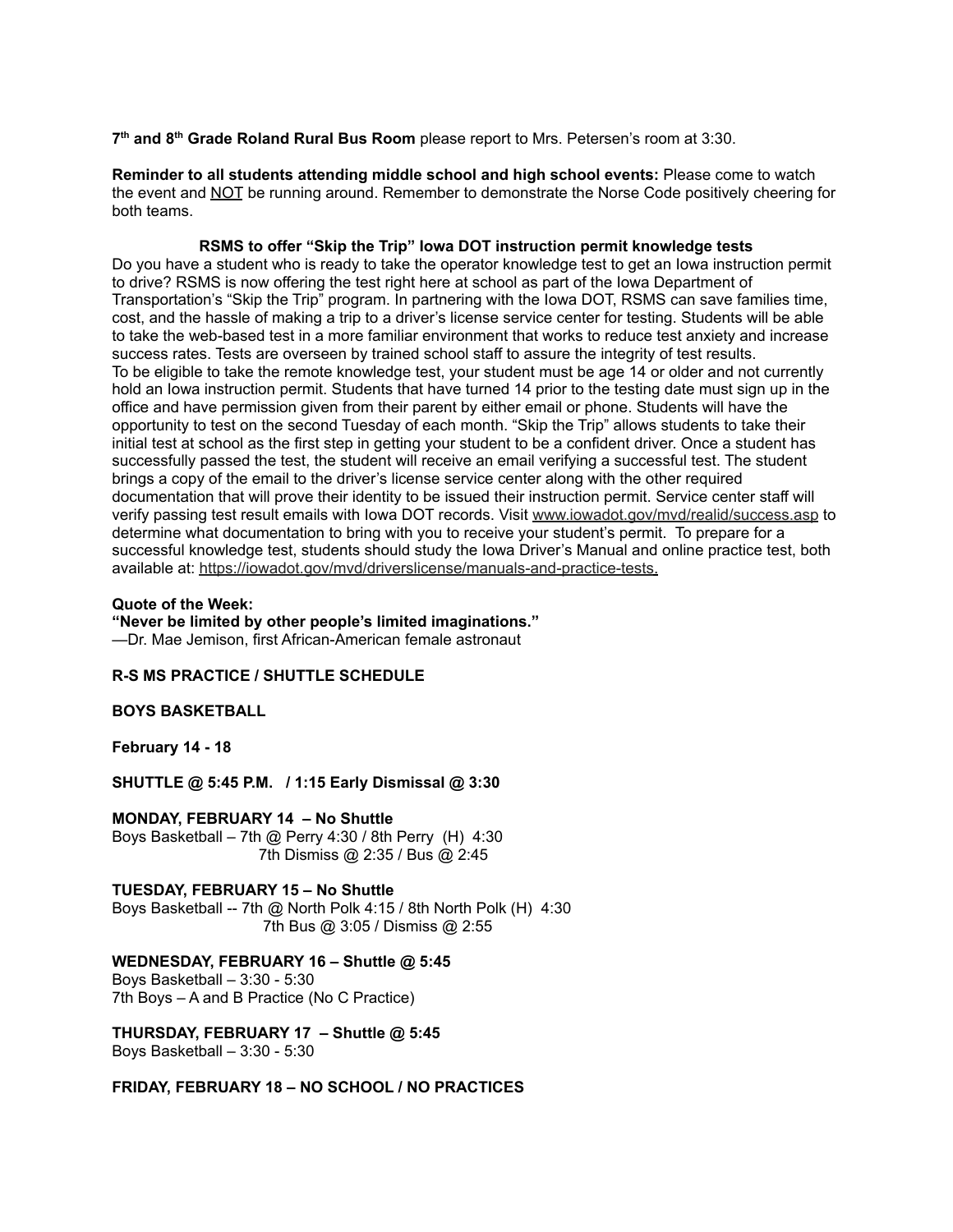**7th and 8th Grade Roland Rural Bus Room** please report to Mrs. Petersen's room at 3:30.

**Reminder to all students attending middle school and high school events:** Please come to watch the event and NOT be running around. Remember to demonstrate the Norse Code positively cheering for both teams.

**RSMS to offer "Skip the Trip" Iowa DOT instruction permit knowledge tests**

Do you have a student who is ready to take the operator knowledge test to get an Iowa instruction permit to drive? RSMS is now offering the test right here at school as part of the Iowa Department of Transportation's "Skip the Trip" program. In partnering with the Iowa DOT, RSMS can save families time, cost, and the hassle of making a trip to a driver's license service center for testing. Students will be able to take the web-based test in a more familiar environment that works to reduce test anxiety and increase success rates. Tests are overseen by trained school staff to assure the integrity of test results.
To be eligible to take the remote knowledge test, your student must be age 14 or older and not currently hold an Iowa instruction permit. Students that have turned 14 prior to the testing date must sign up in the office and have permission given from their parent by either email or phone. Students will have the opportunity to test on the second Tuesday of each month. "Skip the Trip" allows students to take their initial test at school as the first step in getting your student to be a confident driver. Once a student has successfully passed the test, the student will receive an email verifying a successful test. The student brings a copy of the email to the driver's license service center along with the other required documentation that will prove their identity to be issued their instruction permit. Service center staff will verify passing test result emails with Iowa DOT records. Visit www.iowadot.gov/mvd/realid/success.asp to determine what documentation to bring with you to receive your student's permit. To prepare for a successful knowledge test, students should study the Iowa Driver's Manual and online practice test, both available at: https://iowadot.gov/mvd/driverslicense/manuals-and-practice-tests.

**Quote of the Week:**
**"Never be limited by other people's limited imaginations."**
—Dr. Mae Jemison, first African-American female astronaut

**R-S MS PRACTICE / SHUTTLE SCHEDULE**

**BOYS BASKETBALL**

**February 14 - 18**

**SHUTTLE @ 5:45 P.M. / 1:15 Early Dismissal @ 3:30**

**MONDAY, FEBRUARY 14 – No Shuttle**
Boys Basketball – 7th @ Perry 4:30 / 8th Perry (H) 4:30
7th Dismiss @ 2:35 / Bus @ 2:45

**TUESDAY, FEBRUARY 15 – No Shuttle**
Boys Basketball -- 7th @ North Polk 4:15 / 8th North Polk (H) 4:30
7th Bus @ 3:05 / Dismiss @ 2:55

**WEDNESDAY, FEBRUARY 16 – Shuttle @ 5:45**
Boys Basketball – 3:30 - 5:30
7th Boys – A and B Practice (No C Practice)

**THURSDAY, FEBRUARY 17 – Shuttle @ 5:45**
Boys Basketball – 3:30 - 5:30

**FRIDAY, FEBRUARY 18 – NO SCHOOL / NO PRACTICES**